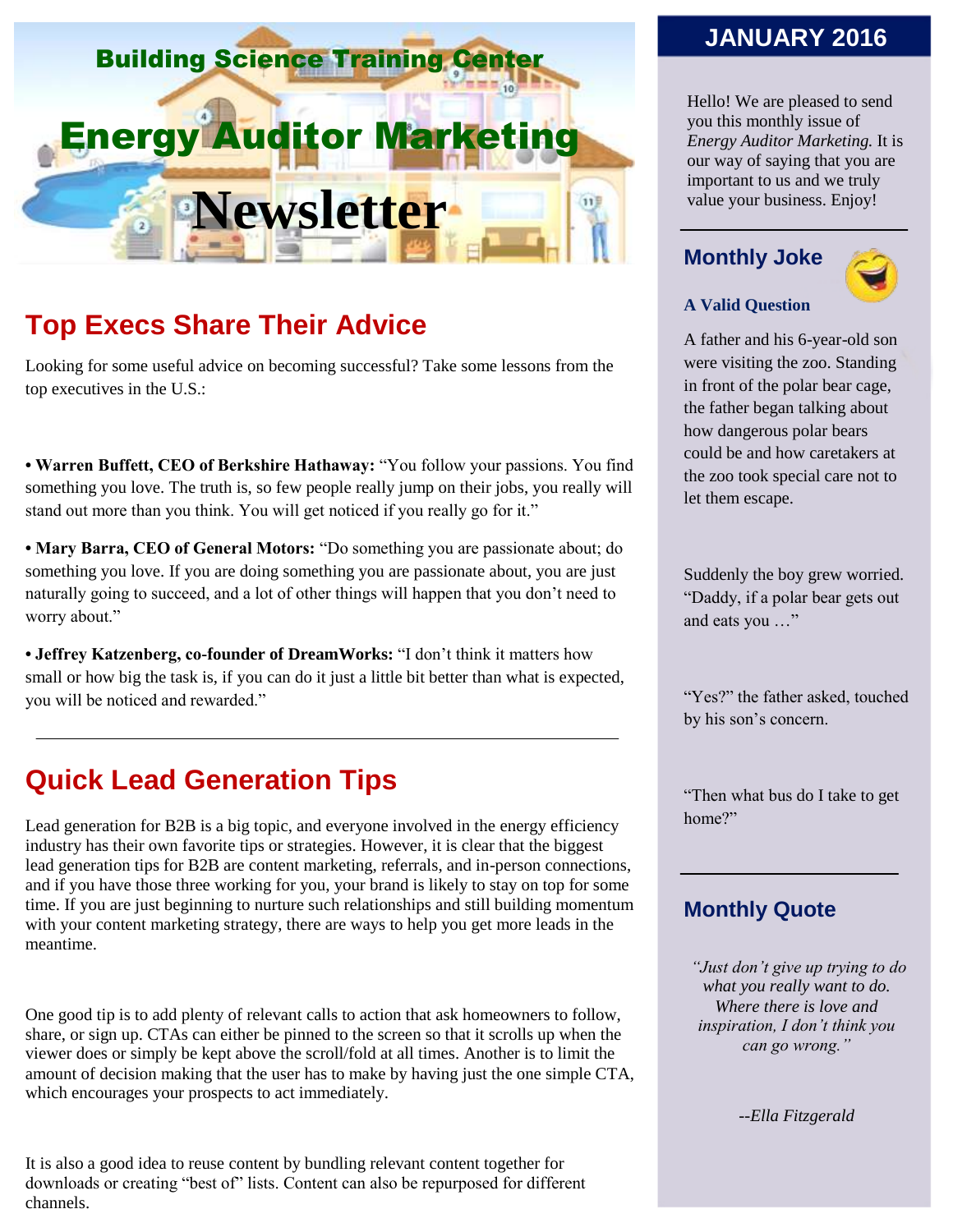Building Science Training Center

# Energy Auditor Marketing Newsletter

## Top Execs Share Their Advice

Looking for some useful advice on becoming successful? Take some lessons from the top executives in the U.S.:

- **Warren Buffett, CEO of Berkshire Hathaway:** "You follow your passions. You find something you love. The truth is, so few people really jump on their jobs, you really will stand out more than you think. You will get noticed if you really go for it."
- **Mary Barra, CEO of General Motors:** "Do something you are passionate about; do something you love. If you are doing something you are passionate about, you are just naturally going to succeed, and a lot of other things will happen that you don't need to worry about."
- **Jeffrey Katzenberg, co-founder of DreamWorks:** "I don't think it matters how small or how big the task is, if you can do it just a little bit better than what is expected, you will be noticed and rewarded."

---

## Quick Lead Generation Tips

Lead generation for B2B is a big topic, and everyone involved in the energy efficiency industry has their own favorite tips or strategies. However, it is clear that the biggest lead generation tips for B2B are content marketing, referrals, and in-person connections, and if you have those three working for you, your brand is likely to stay on top for some time. If you are just beginning to nurture such relationships and still building momentum with your content marketing strategy, there are ways to help you get more leads in the meantime.

One good tip is to add plenty of relevant calls to action that ask homeowners to follow, share, or sign up. CTAs can either be pinned to the screen so that it scrolls up when the viewer does or simply be kept above the scroll/fold at all times. Another is to limit the amount of decision making that the user has to make by having just the one simple CTA, which encourages your prospects to act immediately.

It is also a good idea to reuse content by bundling relevant content together for downloads or creating "best of" lists. Content can also be repurposed for different channels.

## JANUARY 2016

Hello! We are pleased to send you this monthly issue of *Energy Auditor Marketing.* It is our way of saying that you are important to us and we truly value your business. Enjoy!

---

## Monthly Joke

### A Valid Question

A father and his 6-year-old son were visiting the zoo. Standing in front of the polar bear cage, the father began talking about how dangerous polar bears could be and how caretakers at the zoo took special care not to let them escape.

Suddenly the boy grew worried. "Daddy, if a polar bear gets out and eats you …"

"Yes?" the father asked, touched by his son's concern.

"Then what bus do I take to get home?"

---

## Monthly Quote

*"Just don't give up trying to do what you really want to do. Where there is love and inspiration, I don't think you can go wrong."*

*--Ella Fitzgerald*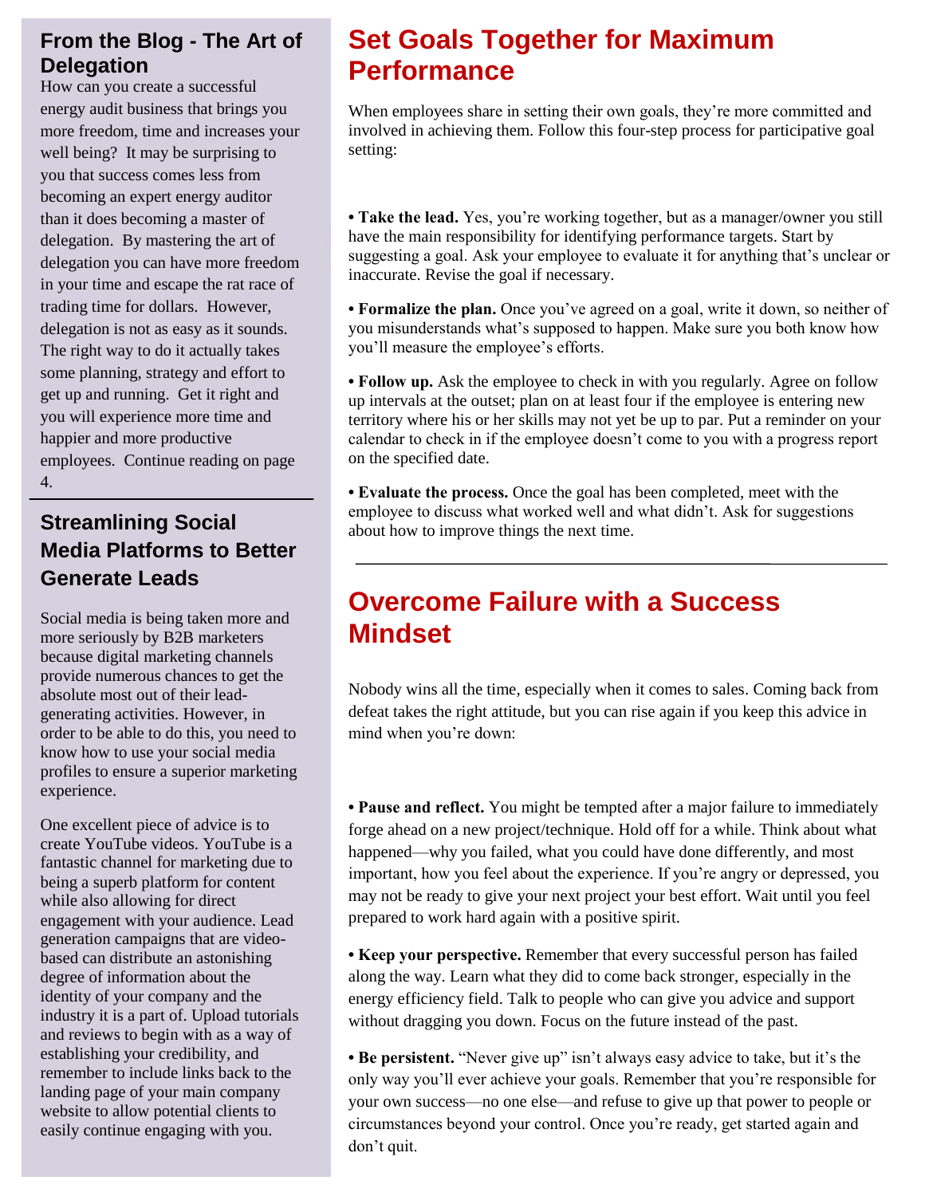## From the Blog - The Art of Delegation

How can you create a successful energy audit business that brings you more freedom, time and increases your well being? It may be surprising to you that success comes less from becoming an expert energy auditor than it does becoming a master of delegation. By mastering the art of delegation you can have more freedom in your time and escape the rat race of trading time for dollars. However, delegation is not as easy as it sounds. The right way to do it actually takes some planning, strategy and effort to get up and running. Get it right and you will experience more time and happier and more productive employees. Continue reading on page 4.

---

## Streamlining Social Media Platforms to Better Generate Leads

Social media is being taken more and more seriously by B2B marketers because digital marketing channels provide numerous chances to get the absolute most out of their lead-generating activities. However, in order to be able to do this, you need to know how to use your social media profiles to ensure a superior marketing experience.

One excellent piece of advice is to create YouTube videos. YouTube is a fantastic channel for marketing due to being a superb platform for content while also allowing for direct engagement with your audience. Lead generation campaigns that are video-based can distribute an astonishing degree of information about the identity of your company and the industry it is a part of. Upload tutorials and reviews to begin with as a way of establishing your credibility, and remember to include links back to the landing page of your main company website to allow potential clients to easily continue engaging with you.

# Set Goals Together for Maximum Performance

When employees share in setting their own goals, they're more committed and involved in achieving them. Follow this four-step process for participative goal setting:

• **Take the lead.** Yes, you're working together, but as a manager/owner you still have the main responsibility for identifying performance targets. Start by suggesting a goal. Ask your employee to evaluate it for anything that's unclear or inaccurate. Revise the goal if necessary.

• **Formalize the plan.** Once you've agreed on a goal, write it down, so neither of you misunderstands what's supposed to happen. Make sure you both know how you'll measure the employee's efforts.

• **Follow up.** Ask the employee to check in with you regularly. Agree on follow up intervals at the outset; plan on at least four if the employee is entering new territory where his or her skills may not yet be up to par. Put a reminder on your calendar to check in if the employee doesn't come to you with a progress report on the specified date.

• **Evaluate the process.** Once the goal has been completed, meet with the employee to discuss what worked well and what didn't. Ask for suggestions about how to improve things the next time.

---

# Overcome Failure with a Success Mindset

Nobody wins all the time, especially when it comes to sales. Coming back from defeat takes the right attitude, but you can rise again if you keep this advice in mind when you're down:

• **Pause and reflect.** You might be tempted after a major failure to immediately forge ahead on a new project/technique. Hold off for a while. Think about what happened—why you failed, what you could have done differently, and most important, how you feel about the experience. If you're angry or depressed, you may not be ready to give your next project your best effort. Wait until you feel prepared to work hard again with a positive spirit.

• **Keep your perspective.** Remember that every successful person has failed along the way. Learn what they did to come back stronger, especially in the energy efficiency field. Talk to people who can give you advice and support without dragging you down. Focus on the future instead of the past.

• **Be persistent.** "Never give up" isn't always easy advice to take, but it's the only way you'll ever achieve your goals. Remember that you're responsible for your own success—no one else—and refuse to give up that power to people or circumstances beyond your control. Once you're ready, get started again and don't quit.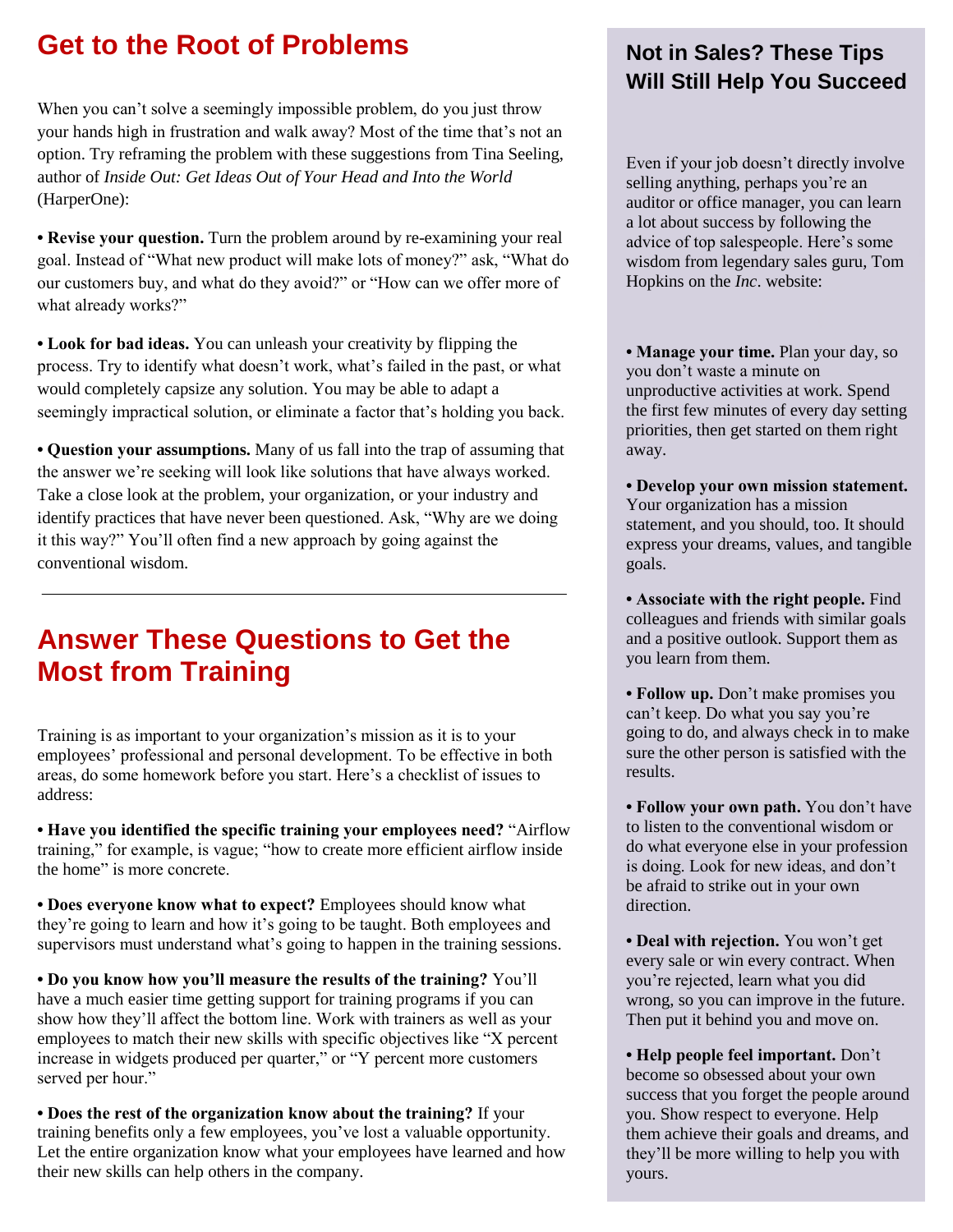# Get to the Root of Problems

When you can't solve a seemingly impossible problem, do you just throw your hands high in frustration and walk away? Most of the time that's not an option. Try reframing the problem with these suggestions from Tina Seeling, author of *Inside Out: Get Ideas Out of Your Head and Into the World* (HarperOne):

• **Revise your question.** Turn the problem around by re-examining your real goal. Instead of "What new product will make lots of money?" ask, "What do our customers buy, and what do they avoid?" or "How can we offer more of what already works?"

• **Look for bad ideas.** You can unleash your creativity by flipping the process. Try to identify what doesn't work, what's failed in the past, or what would completely capsize any solution. You may be able to adapt a seemingly impractical solution, or eliminate a factor that's holding you back.

• **Question your assumptions.** Many of us fall into the trap of assuming that the answer we're seeking will look like solutions that have always worked. Take a close look at the problem, your organization, or your industry and identify practices that have never been questioned. Ask, "Why are we doing it this way?" You'll often find a new approach by going against the conventional wisdom.

---

# Answer These Questions to Get the Most from Training

Training is as important to your organization's mission as it is to your employees' professional and personal development. To be effective in both areas, do some homework before you start. Here's a checklist of issues to address:

• **Have you identified the specific training your employees need?** "Airflow training," for example, is vague; "how to create more efficient airflow inside the home" is more concrete.

• **Does everyone know what to expect?** Employees should know what they're going to learn and how it's going to be taught. Both employees and supervisors must understand what's going to happen in the training sessions.

• **Do you know how you'll measure the results of the training?** You'll have a much easier time getting support for training programs if you can show how they'll affect the bottom line. Work with trainers as well as your employees to match their new skills with specific objectives like "X percent increase in widgets produced per quarter," or "Y percent more customers served per hour."

• **Does the rest of the organization know about the training?** If your training benefits only a few employees, you've lost a valuable opportunity. Let the entire organization know what your employees have learned and how their new skills can help others in the company.

## Not in Sales? These Tips Will Still Help You Succeed

Even if your job doesn't directly involve selling anything, perhaps you're an auditor or office manager, you can learn a lot about success by following the advice of top salespeople. Here's some wisdom from legendary sales guru, Tom Hopkins on the *Inc*. website:

• **Manage your time.** Plan your day, so you don't waste a minute on unproductive activities at work. Spend the first few minutes of every day setting priorities, then get started on them right away.

• **Develop your own mission statement.** Your organization has a mission statement, and you should, too. It should express your dreams, values, and tangible goals.

• **Associate with the right people.** Find colleagues and friends with similar goals and a positive outlook. Support them as you learn from them.

• **Follow up.** Don't make promises you can't keep. Do what you say you're going to do, and always check in to make sure the other person is satisfied with the results.

• **Follow your own path.** You don't have to listen to the conventional wisdom or do what everyone else in your profession is doing. Look for new ideas, and don't be afraid to strike out in your own direction.

• **Deal with rejection.** You won't get every sale or win every contract. When you're rejected, learn what you did wrong, so you can improve in the future. Then put it behind you and move on.

• **Help people feel important.** Don't become so obsessed about your own success that you forget the people around you. Show respect to everyone. Help them achieve their goals and dreams, and they'll be more willing to help you with yours.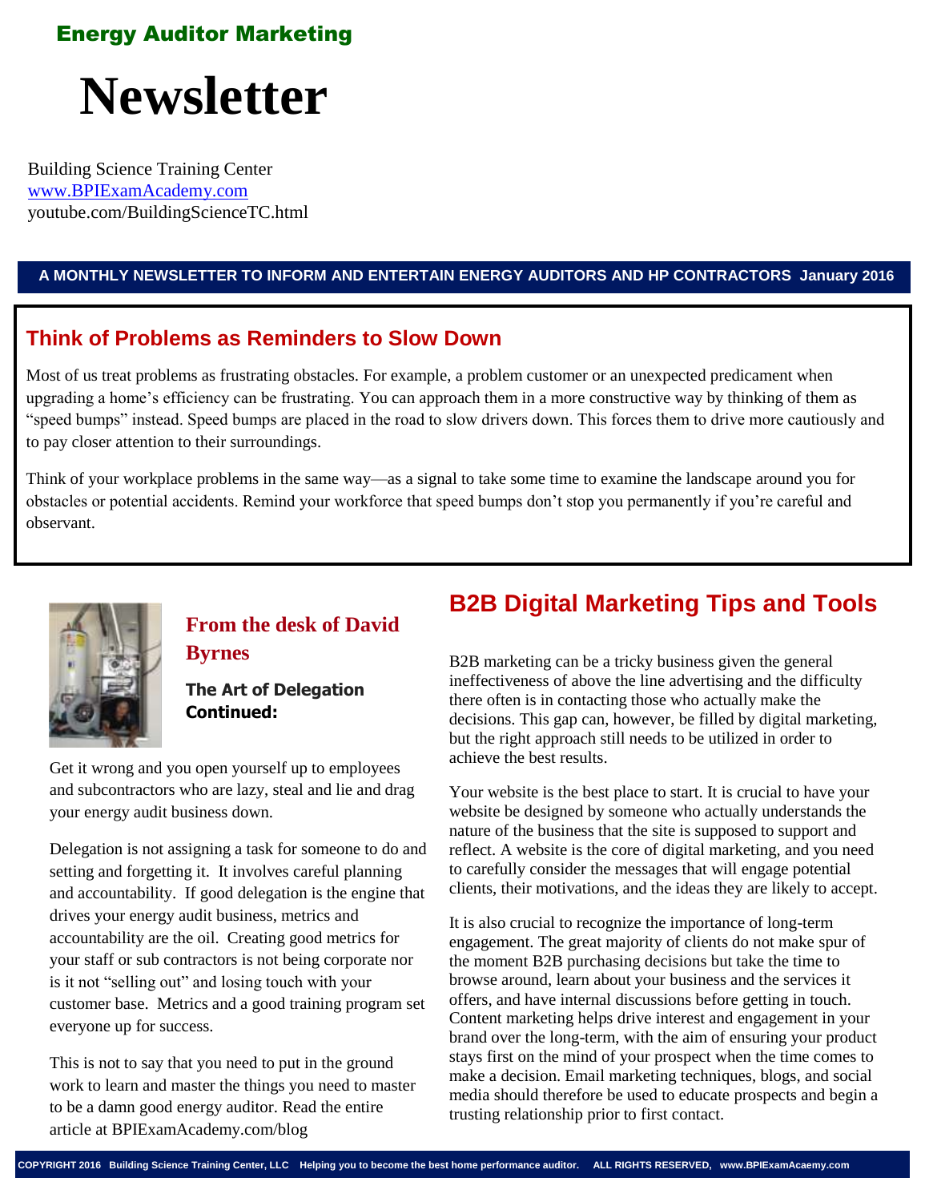# Energy Auditor Marketing

# Newsletter

Building Science Training Center
www.BPIExamAcademy.com
youtube.com/BuildingScienceTC.html

**A MONTHLY NEWSLETTER TO INFORM AND ENTERTAIN ENERGY AUDITORS AND HP CONTRACTORS January 2016**

## Think of Problems as Reminders to Slow Down

Most of us treat problems as frustrating obstacles. For example, a problem customer or an unexpected predicament when upgrading a home's efficiency can be frustrating. You can approach them in a more constructive way by thinking of them as "speed bumps" instead. Speed bumps are placed in the road to slow drivers down. This forces them to drive more cautiously and to pay closer attention to their surroundings.

Think of your workplace problems in the same way—as a signal to take some time to examine the landscape around you for obstacles or potential accidents. Remind your workforce that speed bumps don't stop you permanently if you're careful and observant.

## From the desk of David Byrnes

**The Art of Delegation Continued:**

Get it wrong and you open yourself up to employees and subcontractors who are lazy, steal and lie and drag your energy audit business down.

Delegation is not assigning a task for someone to do and setting and forgetting it. It involves careful planning and accountability. If good delegation is the engine that drives your energy audit business, metrics and accountability are the oil. Creating good metrics for your staff or sub contractors is not being corporate nor is it not "selling out" and losing touch with your customer base. Metrics and a good training program set everyone up for success.

This is not to say that you need to put in the ground work to learn and master the things you need to master to be a damn good energy auditor. Read the entire article at BPIExamAcademy.com/blog

## B2B Digital Marketing Tips and Tools

B2B marketing can be a tricky business given the general ineffectiveness of above the line advertising and the difficulty there often is in contacting those who actually make the decisions. This gap can, however, be filled by digital marketing, but the right approach still needs to be utilized in order to achieve the best results.

Your website is the best place to start. It is crucial to have your website be designed by someone who actually understands the nature of the business that the site is supposed to support and reflect. A website is the core of digital marketing, and you need to carefully consider the messages that will engage potential clients, their motivations, and the ideas they are likely to accept.

It is also crucial to recognize the importance of long-term engagement. The great majority of clients do not make spur of the moment B2B purchasing decisions but take the time to browse around, learn about your business and the services it offers, and have internal discussions before getting in touch. Content marketing helps drive interest and engagement in your brand over the long-term, with the aim of ensuring your product stays first on the mind of your prospect when the time comes to make a decision. Email marketing techniques, blogs, and social media should therefore be used to educate prospects and begin a trusting relationship prior to first contact.

COPYRIGHT 2016 Building Science Training Center, LLC Helping you to become the best home performance auditor. ALL RIGHTS RESERVED, www.BPIExamAcaemy.com